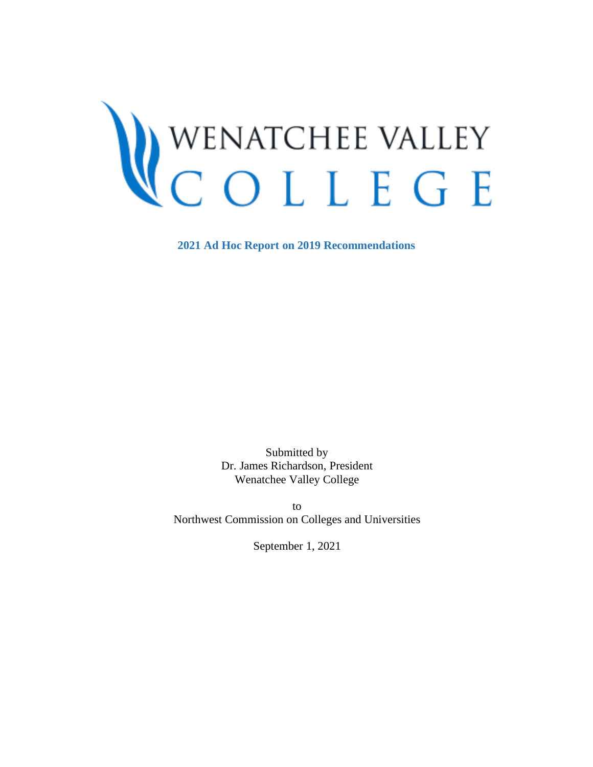# WENATCHEE VALLEY COLLEGE

## 2021 Ad Hoc Report on 2019 Recommendations

Submitted by
Dr. James Richardson, President
Wenatchee Valley College

to
Northwest Commission on Colleges and Universities

September 1, 2021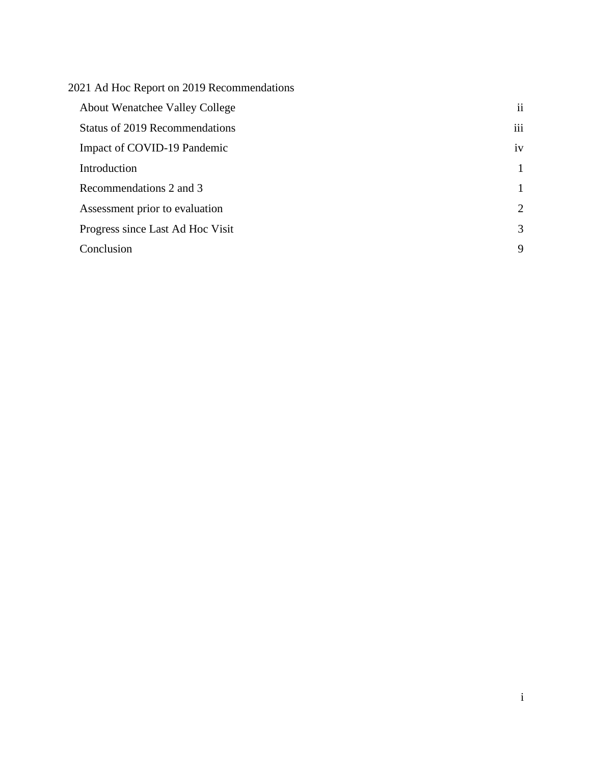2021 Ad Hoc Report on 2019 Recommendations

| | |
|---|---|
| About Wenatchee Valley College | ii |
| Status of 2019 Recommendations | iii |
| Impact of COVID-19 Pandemic | iv |
| Introduction | 1 |
| Recommendations 2 and 3 | 1 |
| Assessment prior to evaluation | 2 |
| Progress since Last Ad Hoc Visit | 3 |
| Conclusion | 9 |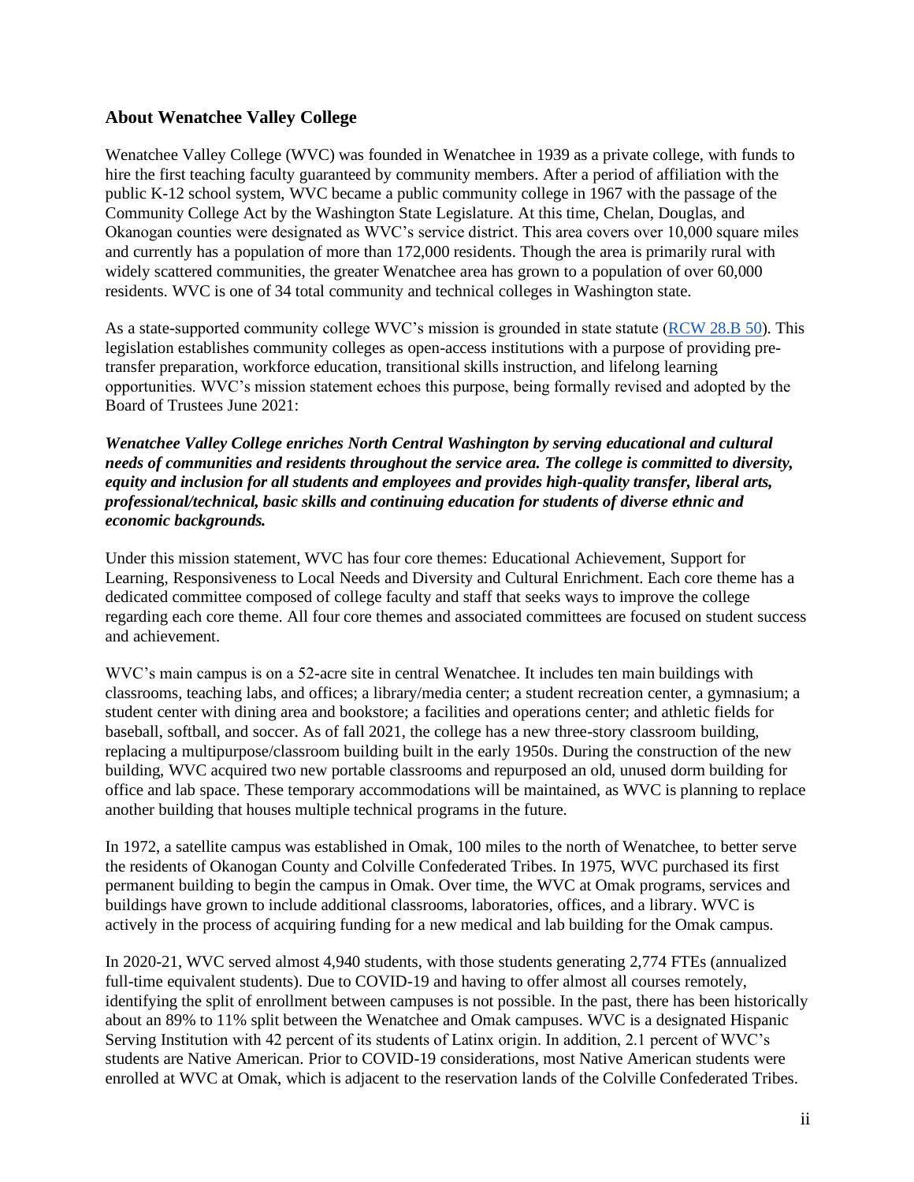## About Wenatchee Valley College

Wenatchee Valley College (WVC) was founded in Wenatchee in 1939 as a private college, with funds to hire the first teaching faculty guaranteed by community members. After a period of affiliation with the public K-12 school system, WVC became a public community college in 1967 with the passage of the Community College Act by the Washington State Legislature. At this time, Chelan, Douglas, and Okanogan counties were designated as WVC's service district. This area covers over 10,000 square miles and currently has a population of more than 172,000 residents. Though the area is primarily rural with widely scattered communities, the greater Wenatchee area has grown to a population of over 60,000 residents. WVC is one of 34 total community and technical colleges in Washington state.

As a state-supported community college WVC's mission is grounded in state statute (RCW 28.B 50). This legislation establishes community colleges as open-access institutions with a purpose of providing pre-transfer preparation, workforce education, transitional skills instruction, and lifelong learning opportunities. WVC's mission statement echoes this purpose, being formally revised and adopted by the Board of Trustees June 2021:

***Wenatchee Valley College enriches North Central Washington by serving educational and cultural needs of communities and residents throughout the service area. The college is committed to diversity, equity and inclusion for all students and employees and provides high-quality transfer, liberal arts, professional/technical, basic skills and continuing education for students of diverse ethnic and economic backgrounds.***

Under this mission statement, WVC has four core themes: Educational Achievement, Support for Learning, Responsiveness to Local Needs and Diversity and Cultural Enrichment. Each core theme has a dedicated committee composed of college faculty and staff that seeks ways to improve the college regarding each core theme. All four core themes and associated committees are focused on student success and achievement.

WVC's main campus is on a 52-acre site in central Wenatchee. It includes ten main buildings with classrooms, teaching labs, and offices; a library/media center; a student recreation center, a gymnasium; a student center with dining area and bookstore; a facilities and operations center; and athletic fields for baseball, softball, and soccer. As of fall 2021, the college has a new three-story classroom building, replacing a multipurpose/classroom building built in the early 1950s. During the construction of the new building, WVC acquired two new portable classrooms and repurposed an old, unused dorm building for office and lab space. These temporary accommodations will be maintained, as WVC is planning to replace another building that houses multiple technical programs in the future.

In 1972, a satellite campus was established in Omak, 100 miles to the north of Wenatchee, to better serve the residents of Okanogan County and Colville Confederated Tribes. In 1975, WVC purchased its first permanent building to begin the campus in Omak. Over time, the WVC at Omak programs, services and buildings have grown to include additional classrooms, laboratories, offices, and a library. WVC is actively in the process of acquiring funding for a new medical and lab building for the Omak campus.

In 2020-21, WVC served almost 4,940 students, with those students generating 2,774 FTEs (annualized full-time equivalent students). Due to COVID-19 and having to offer almost all courses remotely, identifying the split of enrollment between campuses is not possible. In the past, there has been historically about an 89% to 11% split between the Wenatchee and Omak campuses. WVC is a designated Hispanic Serving Institution with 42 percent of its students of Latinx origin. In addition, 2.1 percent of WVC's students are Native American. Prior to COVID-19 considerations, most Native American students were enrolled at WVC at Omak, which is adjacent to the reservation lands of the Colville Confederated Tribes.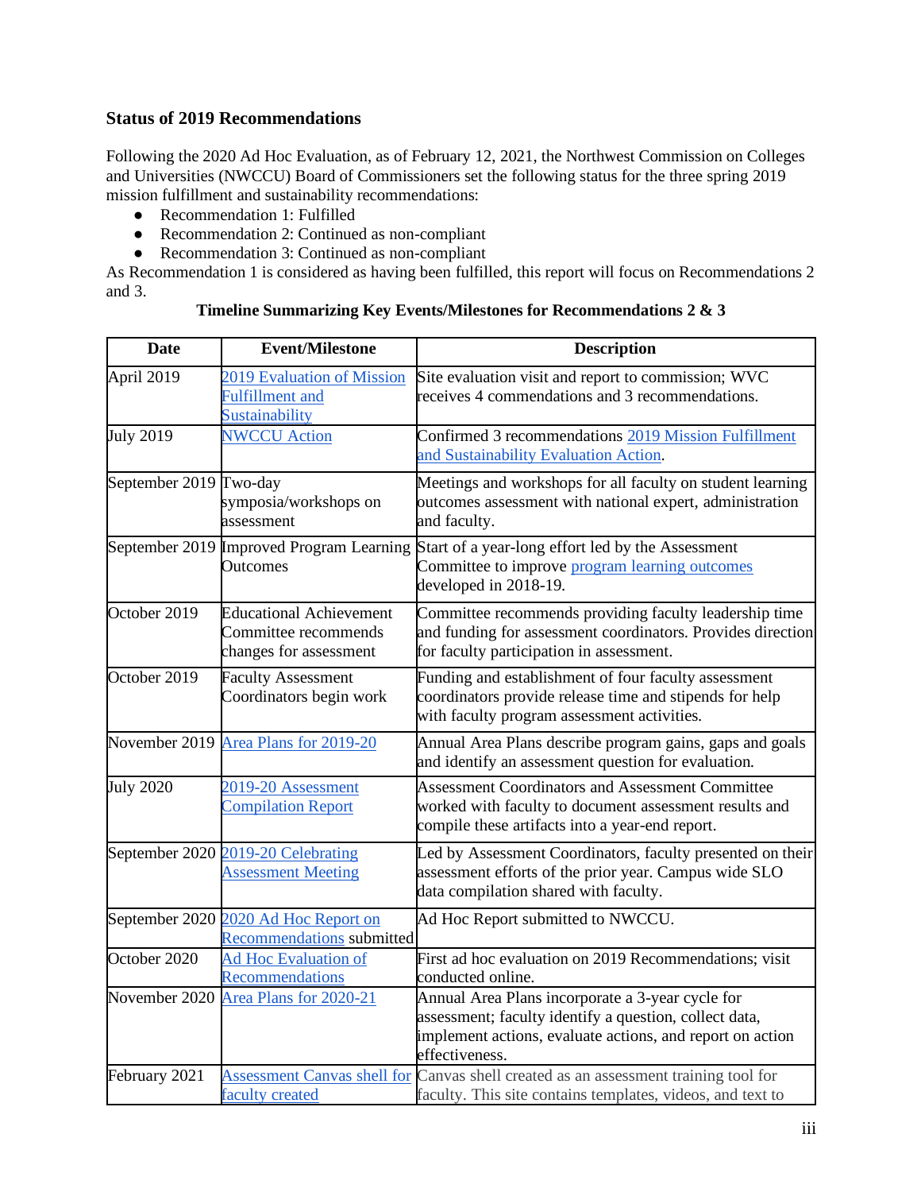### Status of 2019 Recommendations

Following the 2020 Ad Hoc Evaluation, as of February 12, 2021, the Northwest Commission on Colleges and Universities (NWCCU) Board of Commissioners set the following status for the three spring 2019 mission fulfillment and sustainability recommendations:

- Recommendation 1: Fulfilled
- Recommendation 2: Continued as non-compliant
- Recommendation 3: Continued as non-compliant

As Recommendation 1 is considered as having been fulfilled, this report will focus on Recommendations 2 and 3.

**Timeline Summarizing Key Events/Milestones for Recommendations 2 & 3**

| Date | Event/Milestone | Description |
|---|---|---|
| April 2019 | 2019 Evaluation of Mission Fulfillment and Sustainability | Site evaluation visit and report to commission; WVC receives 4 commendations and 3 recommendations. |
| July 2019 | NWCCU Action | Confirmed 3 recommendations 2019 Mission Fulfillment and Sustainability Evaluation Action. |
| September 2019 | Two-day symposia/workshops on assessment | Meetings and workshops for all faculty on student learning outcomes assessment with national expert, administration and faculty. |
| September 2019 | Improved Program Learning Outcomes | Start of a year-long effort led by the Assessment Committee to improve program learning outcomes developed in 2018-19. |
| October 2019 | Educational Achievement Committee recommends changes for assessment | Committee recommends providing faculty leadership time and funding for assessment coordinators. Provides direction for faculty participation in assessment. |
| October 2019 | Faculty Assessment Coordinators begin work | Funding and establishment of four faculty assessment coordinators provide release time and stipends for help with faculty program assessment activities. |
| November 2019 | Area Plans for 2019-20 | Annual Area Plans describe program gains, gaps and goals and identify an assessment question for evaluation. |
| July 2020 | 2019-20 Assessment Compilation Report | Assessment Coordinators and Assessment Committee worked with faculty to document assessment results and compile these artifacts into a year-end report. |
| September 2020 | 2019-20 Celebrating Assessment Meeting | Led by Assessment Coordinators, faculty presented on their assessment efforts of the prior year. Campus wide SLO data compilation shared with faculty. |
| September 2020 | 2020 Ad Hoc Report on Recommendations submitted | Ad Hoc Report submitted to NWCCU. |
| October 2020 | Ad Hoc Evaluation of Recommendations | First ad hoc evaluation on 2019 Recommendations; visit conducted online. |
| November 2020 | Area Plans for 2020-21 | Annual Area Plans incorporate a 3-year cycle for assessment; faculty identify a question, collect data, implement actions, evaluate actions, and report on action effectiveness. |
| February 2021 | Assessment Canvas shell for faculty created | Canvas shell created as an assessment training tool for faculty. This site contains templates, videos, and text to |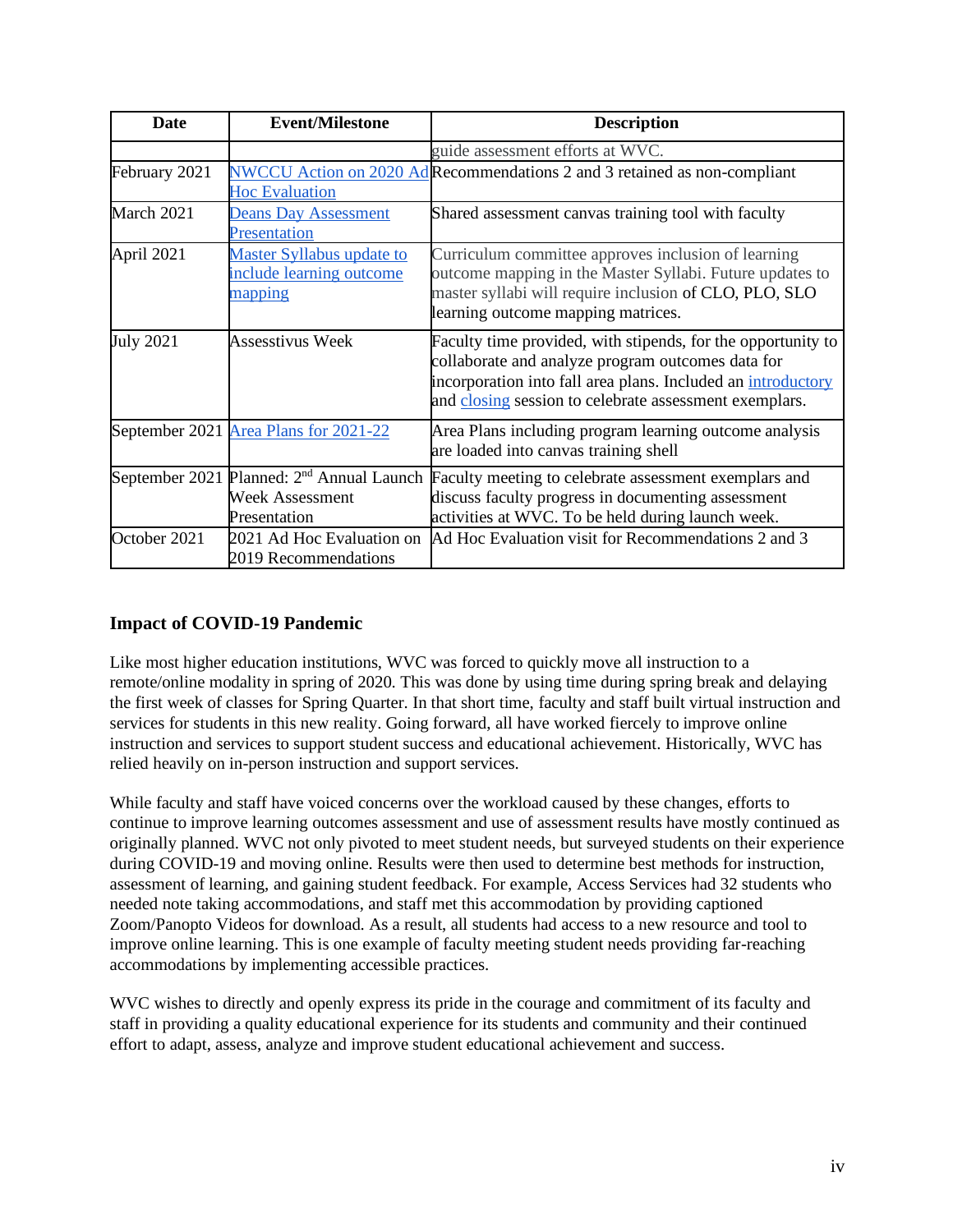| Date | Event/Milestone | Description |
|---|---|---|
| | | guide assessment efforts at WVC. |
| February 2021 | NWCCU Action on 2020 Ad Hoc Evaluation | Recommendations 2 and 3 retained as non-compliant |
| March 2021 | Deans Day Assessment Presentation | Shared assessment canvas training tool with faculty |
| April 2021 | Master Syllabus update to include learning outcome mapping | Curriculum committee approves inclusion of learning outcome mapping in the Master Syllabi. Future updates to master syllabi will require inclusion of CLO, PLO, SLO learning outcome mapping matrices. |
| July 2021 | Assesstivus Week | Faculty time provided, with stipends, for the opportunity to collaborate and analyze program outcomes data for incorporation into fall area plans. Included an introductory and closing session to celebrate assessment exemplars. |
| September 2021 | Area Plans for 2021-22 | Area Plans including program learning outcome analysis are loaded into canvas training shell |
| September 2021 | Planned: 2nd Annual Launch Week Assessment Presentation | Faculty meeting to celebrate assessment exemplars and discuss faculty progress in documenting assessment activities at WVC. To be held during launch week. |
| October 2021 | 2021 Ad Hoc Evaluation on 2019 Recommendations | Ad Hoc Evaluation visit for Recommendations 2 and 3 |

### Impact of COVID-19 Pandemic

Like most higher education institutions, WVC was forced to quickly move all instruction to a remote/online modality in spring of 2020. This was done by using time during spring break and delaying the first week of classes for Spring Quarter. In that short time, faculty and staff built virtual instruction and services for students in this new reality. Going forward, all have worked fiercely to improve online instruction and services to support student success and educational achievement. Historically, WVC has relied heavily on in-person instruction and support services.

While faculty and staff have voiced concerns over the workload caused by these changes, efforts to continue to improve learning outcomes assessment and use of assessment results have mostly continued as originally planned. WVC not only pivoted to meet student needs, but surveyed students on their experience during COVID-19 and moving online. Results were then used to determine best methods for instruction, assessment of learning, and gaining student feedback. For example, Access Services had 32 students who needed note taking accommodations, and staff met this accommodation by providing captioned Zoom/Panopto Videos for download. As a result, all students had access to a new resource and tool to improve online learning. This is one example of faculty meeting student needs providing far-reaching accommodations by implementing accessible practices.

WVC wishes to directly and openly express its pride in the courage and commitment of its faculty and staff in providing a quality educational experience for its students and community and their continued effort to adapt, assess, analyze and improve student educational achievement and success.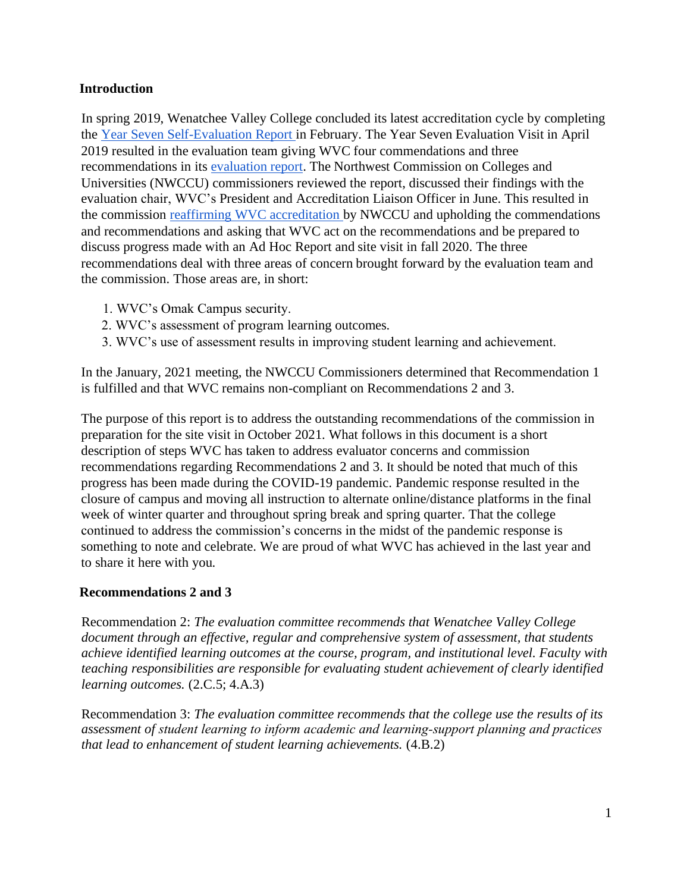## Introduction

In spring 2019, Wenatchee Valley College concluded its latest accreditation cycle by completing the [Year Seven Self-Evaluation Report](#) in February. The Year Seven Evaluation Visit in April 2019 resulted in the evaluation team giving WVC four commendations and three recommendations in its [evaluation report](#). The Northwest Commission on Colleges and Universities (NWCCU) commissioners reviewed the report, discussed their findings with the evaluation chair, WVC's President and Accreditation Liaison Officer in June. This resulted in the commission [reaffirming WVC accreditation](#) by NWCCU and upholding the commendations and recommendations and asking that WVC act on the recommendations and be prepared to discuss progress made with an Ad Hoc Report and site visit in fall 2020. The three recommendations deal with three areas of concern brought forward by the evaluation team and the commission. Those areas are, in short:

1. WVC's Omak Campus security.
2. WVC's assessment of program learning outcomes.
3. WVC's use of assessment results in improving student learning and achievement.

In the January, 2021 meeting, the NWCCU Commissioners determined that Recommendation 1 is fulfilled and that WVC remains non-compliant on Recommendations 2 and 3.

The purpose of this report is to address the outstanding recommendations of the commission in preparation for the site visit in October 2021. What follows in this document is a short description of steps WVC has taken to address evaluator concerns and commission recommendations regarding Recommendations 2 and 3. It should be noted that much of this progress has been made during the COVID-19 pandemic. Pandemic response resulted in the closure of campus and moving all instruction to alternate online/distance platforms in the final week of winter quarter and throughout spring break and spring quarter. That the college continued to address the commission's concerns in the midst of the pandemic response is something to note and celebrate. We are proud of what WVC has achieved in the last year and to share it here with you.

## Recommendations 2 and 3

Recommendation 2: *The evaluation committee recommends that Wenatchee Valley College document through an effective, regular and comprehensive system of assessment, that students achieve identified learning outcomes at the course, program, and institutional level. Faculty with teaching responsibilities are responsible for evaluating student achievement of clearly identified learning outcomes.* (2.C.5; 4.A.3)

Recommendation 3: *The evaluation committee recommends that the college use the results of its assessment of student learning to inform academic and learning-support planning and practices that lead to enhancement of student learning achievements.* (4.B.2)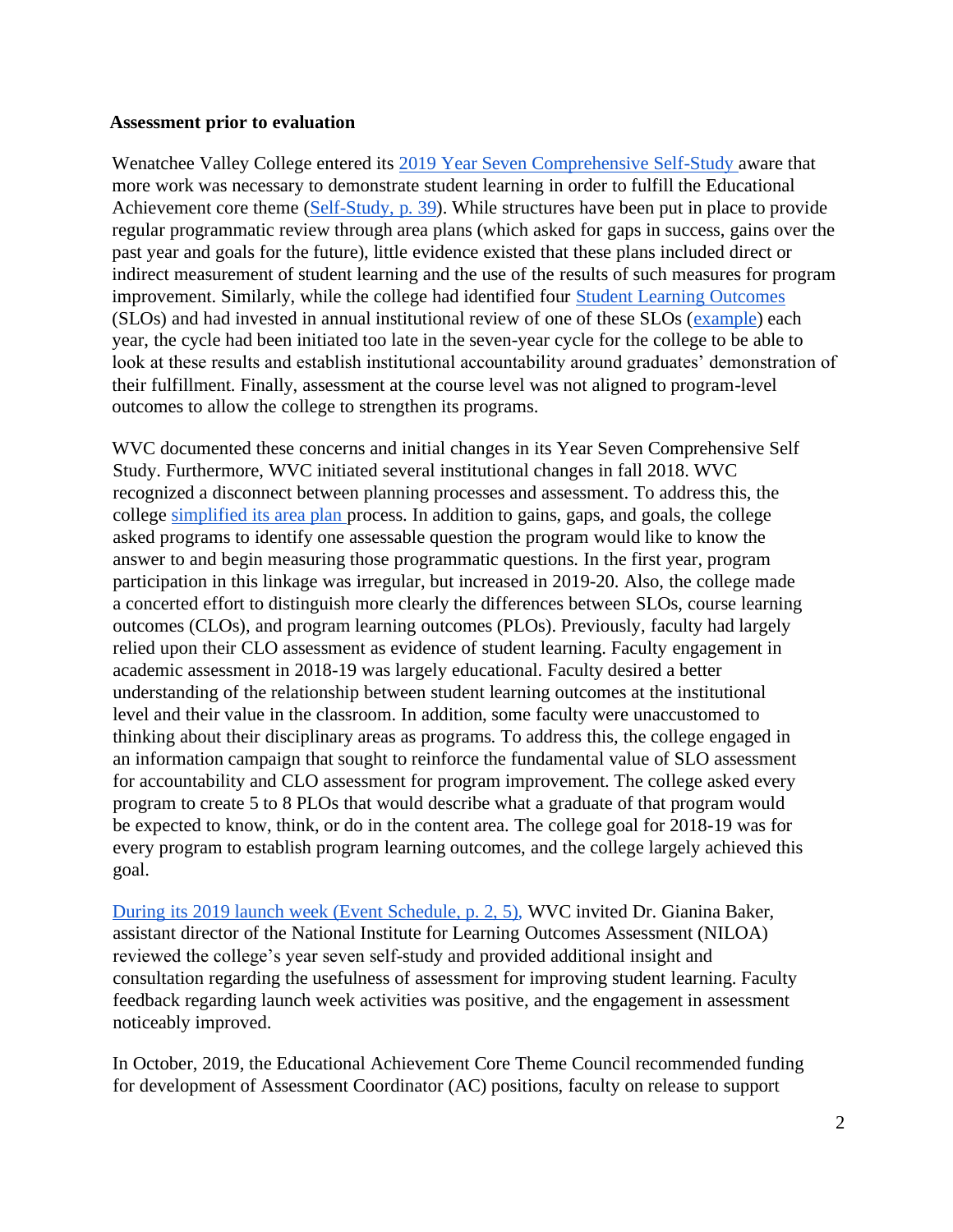**Assessment prior to evaluation**

Wenatchee Valley College entered its 2019 Year Seven Comprehensive Self-Study aware that more work was necessary to demonstrate student learning in order to fulfill the Educational Achievement core theme (Self-Study, p. 39). While structures have been put in place to provide regular programmatic review through area plans (which asked for gaps in success, gains over the past year and goals for the future), little evidence existed that these plans included direct or indirect measurement of student learning and the use of the results of such measures for program improvement. Similarly, while the college had identified four Student Learning Outcomes (SLOs) and had invested in annual institutional review of one of these SLOs (example) each year, the cycle had been initiated too late in the seven-year cycle for the college to be able to look at these results and establish institutional accountability around graduates' demonstration of their fulfillment. Finally, assessment at the course level was not aligned to program-level outcomes to allow the college to strengthen its programs.

WVC documented these concerns and initial changes in its Year Seven Comprehensive Self Study. Furthermore, WVC initiated several institutional changes in fall 2018. WVC recognized a disconnect between planning processes and assessment. To address this, the college simplified its area plan process. In addition to gains, gaps, and goals, the college asked programs to identify one assessable question the program would like to know the answer to and begin measuring those programmatic questions. In the first year, program participation in this linkage was irregular, but increased in 2019-20. Also, the college made a concerted effort to distinguish more clearly the differences between SLOs, course learning outcomes (CLOs), and program learning outcomes (PLOs). Previously, faculty had largely relied upon their CLO assessment as evidence of student learning. Faculty engagement in academic assessment in 2018-19 was largely educational. Faculty desired a better understanding of the relationship between student learning outcomes at the institutional level and their value in the classroom. In addition, some faculty were unaccustomed to thinking about their disciplinary areas as programs. To address this, the college engaged in an information campaign that sought to reinforce the fundamental value of SLO assessment for accountability and CLO assessment for program improvement. The college asked every program to create 5 to 8 PLOs that would describe what a graduate of that program would be expected to know, think, or do in the content area. The college goal for 2018-19 was for every program to establish program learning outcomes, and the college largely achieved this goal.

During its 2019 launch week (Event Schedule, p. 2, 5), WVC invited Dr. Gianina Baker, assistant director of the National Institute for Learning Outcomes Assessment (NILOA) reviewed the college's year seven self-study and provided additional insight and consultation regarding the usefulness of assessment for improving student learning. Faculty feedback regarding launch week activities was positive, and the engagement in assessment noticeably improved.

In October, 2019, the Educational Achievement Core Theme Council recommended funding for development of Assessment Coordinator (AC) positions, faculty on release to support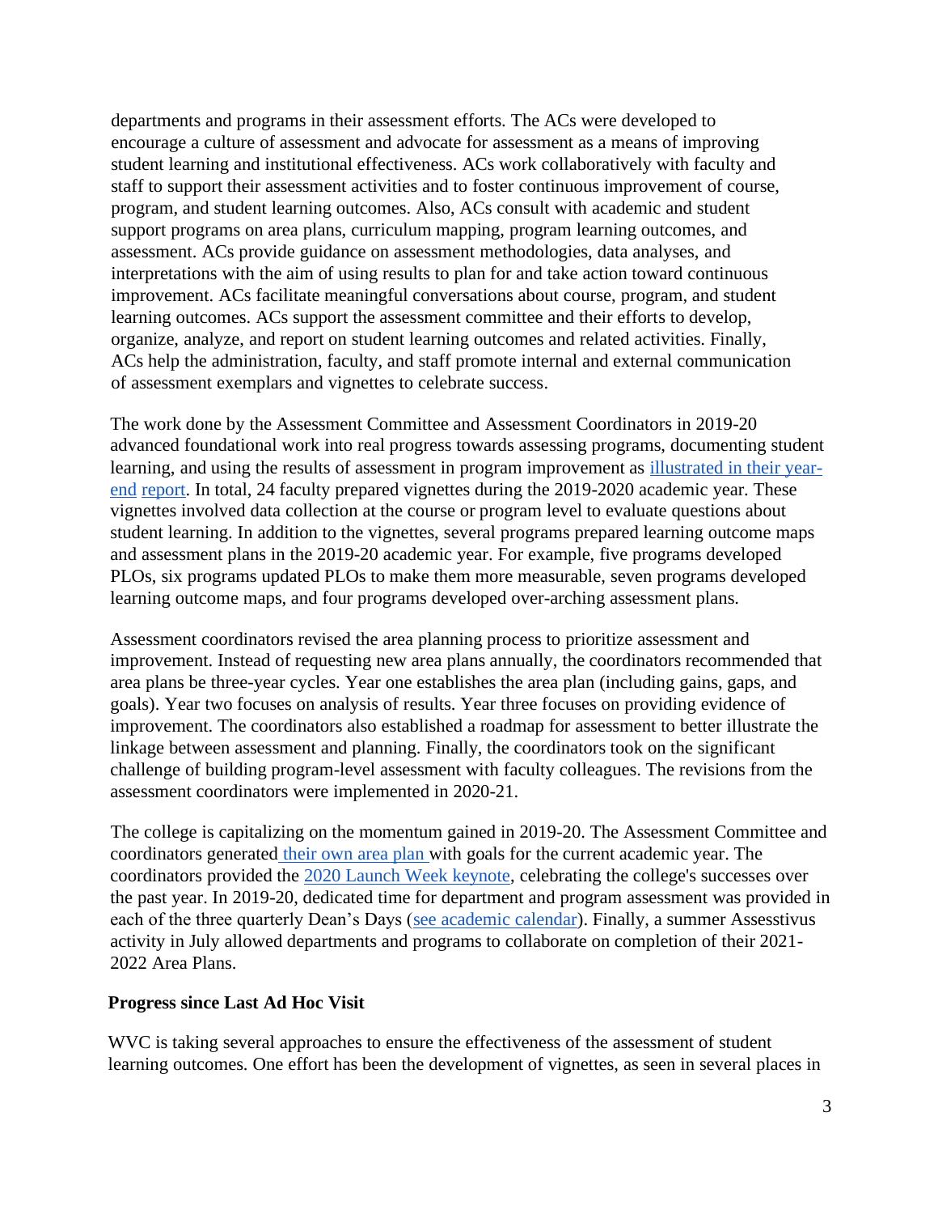departments and programs in their assessment efforts. The ACs were developed to encourage a culture of assessment and advocate for assessment as a means of improving student learning and institutional effectiveness. ACs work collaboratively with faculty and staff to support their assessment activities and to foster continuous improvement of course, program, and student learning outcomes. Also, ACs consult with academic and student support programs on area plans, curriculum mapping, program learning outcomes, and assessment. ACs provide guidance on assessment methodologies, data analyses, and interpretations with the aim of using results to plan for and take action toward continuous improvement. ACs facilitate meaningful conversations about course, program, and student learning outcomes. ACs support the assessment committee and their efforts to develop, organize, analyze, and report on student learning outcomes and related activities. Finally, ACs help the administration, faculty, and staff promote internal and external communication of assessment exemplars and vignettes to celebrate success.

The work done by the Assessment Committee and Assessment Coordinators in 2019-20 advanced foundational work into real progress towards assessing programs, documenting student learning, and using the results of assessment in program improvement as illustrated in their year-end report. In total, 24 faculty prepared vignettes during the 2019-2020 academic year. These vignettes involved data collection at the course or program level to evaluate questions about student learning. In addition to the vignettes, several programs prepared learning outcome maps and assessment plans in the 2019-20 academic year. For example, five programs developed PLOs, six programs updated PLOs to make them more measurable, seven programs developed learning outcome maps, and four programs developed over-arching assessment plans.

Assessment coordinators revised the area planning process to prioritize assessment and improvement. Instead of requesting new area plans annually, the coordinators recommended that area plans be three-year cycles. Year one establishes the area plan (including gains, gaps, and goals). Year two focuses on analysis of results. Year three focuses on providing evidence of improvement. The coordinators also established a roadmap for assessment to better illustrate the linkage between assessment and planning. Finally, the coordinators took on the significant challenge of building program-level assessment with faculty colleagues. The revisions from the assessment coordinators were implemented in 2020-21.

The college is capitalizing on the momentum gained in 2019-20. The Assessment Committee and coordinators generated their own area plan with goals for the current academic year. The coordinators provided the 2020 Launch Week keynote, celebrating the college's successes over the past year. In 2019-20, dedicated time for department and program assessment was provided in each of the three quarterly Dean's Days (see academic calendar). Finally, a summer Assesstivus activity in July allowed departments and programs to collaborate on completion of their 2021-2022 Area Plans.

**Progress since Last Ad Hoc Visit**

WVC is taking several approaches to ensure the effectiveness of the assessment of student learning outcomes. One effort has been the development of vignettes, as seen in several places in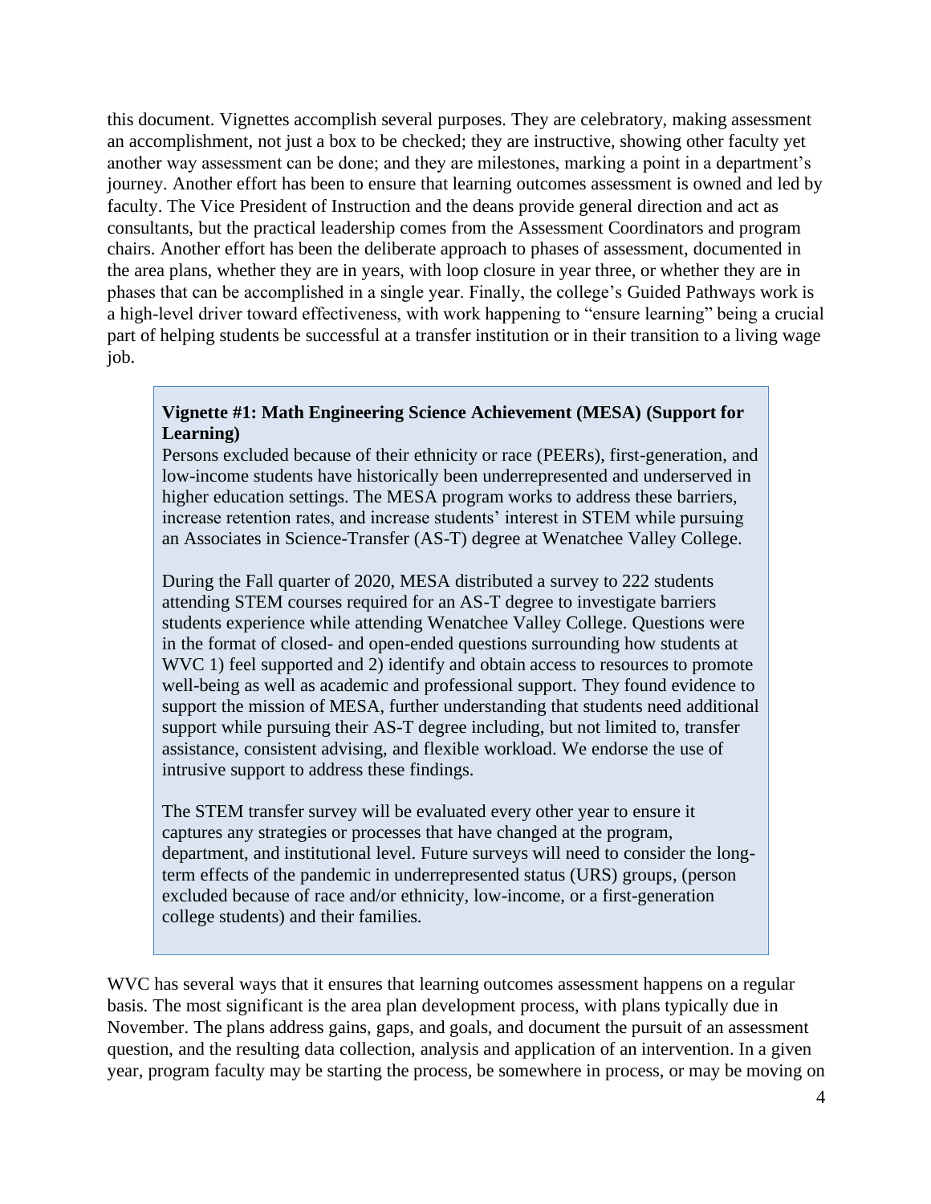this document. Vignettes accomplish several purposes. They are celebratory, making assessment an accomplishment, not just a box to be checked; they are instructive, showing other faculty yet another way assessment can be done; and they are milestones, marking a point in a department's journey. Another effort has been to ensure that learning outcomes assessment is owned and led by faculty. The Vice President of Instruction and the deans provide general direction and act as consultants, but the practical leadership comes from the Assessment Coordinators and program chairs. Another effort has been the deliberate approach to phases of assessment, documented in the area plans, whether they are in years, with loop closure in year three, or whether they are in phases that can be accomplished in a single year. Finally, the college's Guided Pathways work is a high-level driver toward effectiveness, with work happening to "ensure learning" being a crucial part of helping students be successful at a transfer institution or in their transition to a living wage job.

> **Vignette #1: Math Engineering Science Achievement (MESA) (Support for Learning)**
>
> Persons excluded because of their ethnicity or race (PEERs), first-generation, and low-income students have historically been underrepresented and underserved in higher education settings. The MESA program works to address these barriers, increase retention rates, and increase students' interest in STEM while pursuing an Associates in Science-Transfer (AS-T) degree at Wenatchee Valley College.
>
> During the Fall quarter of 2020, MESA distributed a survey to 222 students attending STEM courses required for an AS-T degree to investigate barriers students experience while attending Wenatchee Valley College. Questions were in the format of closed- and open-ended questions surrounding how students at WVC 1) feel supported and 2) identify and obtain access to resources to promote well-being as well as academic and professional support. They found evidence to support the mission of MESA, further understanding that students need additional support while pursuing their AS-T degree including, but not limited to, transfer assistance, consistent advising, and flexible workload. We endorse the use of intrusive support to address these findings.
>
> The STEM transfer survey will be evaluated every other year to ensure it captures any strategies or processes that have changed at the program, department, and institutional level. Future surveys will need to consider the long-term effects of the pandemic in underrepresented status (URS) groups, (person excluded because of race and/or ethnicity, low-income, or a first-generation college students) and their families.

WVC has several ways that it ensures that learning outcomes assessment happens on a regular basis. The most significant is the area plan development process, with plans typically due in November. The plans address gains, gaps, and goals, and document the pursuit of an assessment question, and the resulting data collection, analysis and application of an intervention. In a given year, program faculty may be starting the process, be somewhere in process, or may be moving on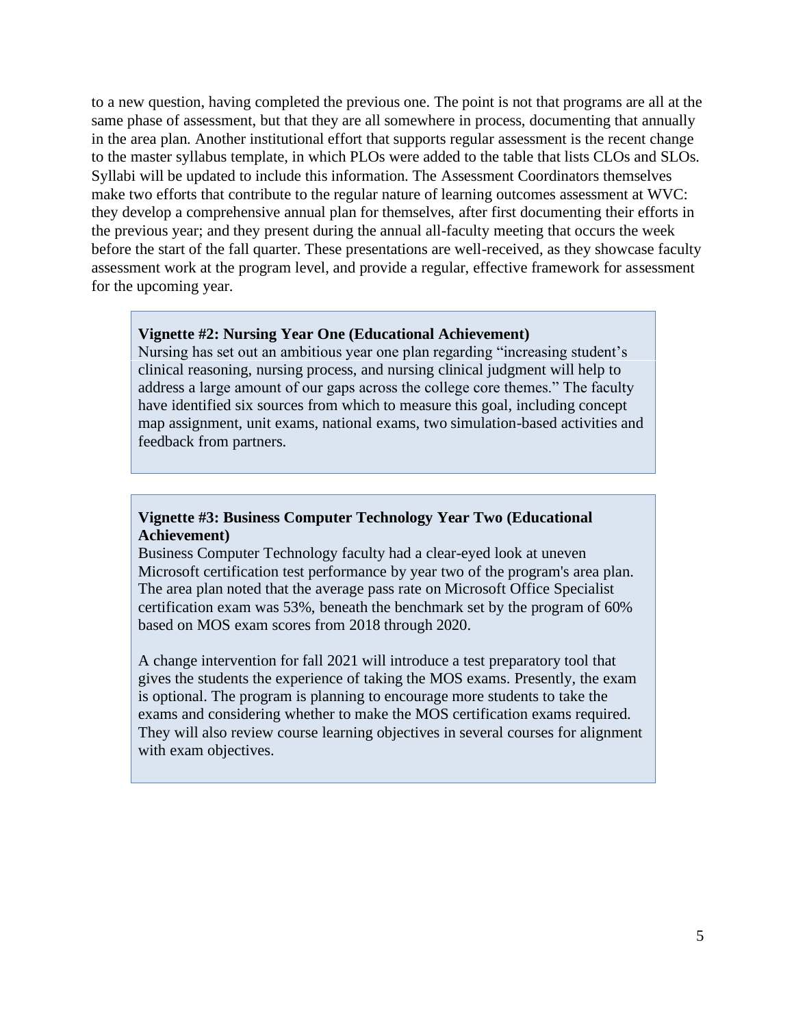to a new question, having completed the previous one. The point is not that programs are all at the same phase of assessment, but that they are all somewhere in process, documenting that annually in the area plan. Another institutional effort that supports regular assessment is the recent change to the master syllabus template, in which PLOs were added to the table that lists CLOs and SLOs. Syllabi will be updated to include this information. The Assessment Coordinators themselves make two efforts that contribute to the regular nature of learning outcomes assessment at WVC: they develop a comprehensive annual plan for themselves, after first documenting their efforts in the previous year; and they present during the annual all-faculty meeting that occurs the week before the start of the fall quarter. These presentations are well-received, as they showcase faculty assessment work at the program level, and provide a regular, effective framework for assessment for the upcoming year.

**Vignette #2: Nursing Year One (Educational Achievement)**
Nursing has set out an ambitious year one plan regarding "increasing student's clinical reasoning, nursing process, and nursing clinical judgment will help to address a large amount of our gaps across the college core themes." The faculty have identified six sources from which to measure this goal, including concept map assignment, unit exams, national exams, two simulation-based activities and feedback from partners.

**Vignette #3: Business Computer Technology Year Two (Educational Achievement)**
Business Computer Technology faculty had a clear-eyed look at uneven Microsoft certification test performance by year two of the program's area plan. The area plan noted that the average pass rate on Microsoft Office Specialist certification exam was 53%, beneath the benchmark set by the program of 60% based on MOS exam scores from 2018 through 2020.

A change intervention for fall 2021 will introduce a test preparatory tool that gives the students the experience of taking the MOS exams. Presently, the exam is optional. The program is planning to encourage more students to take the exams and considering whether to make the MOS certification exams required. They will also review course learning objectives in several courses for alignment with exam objectives.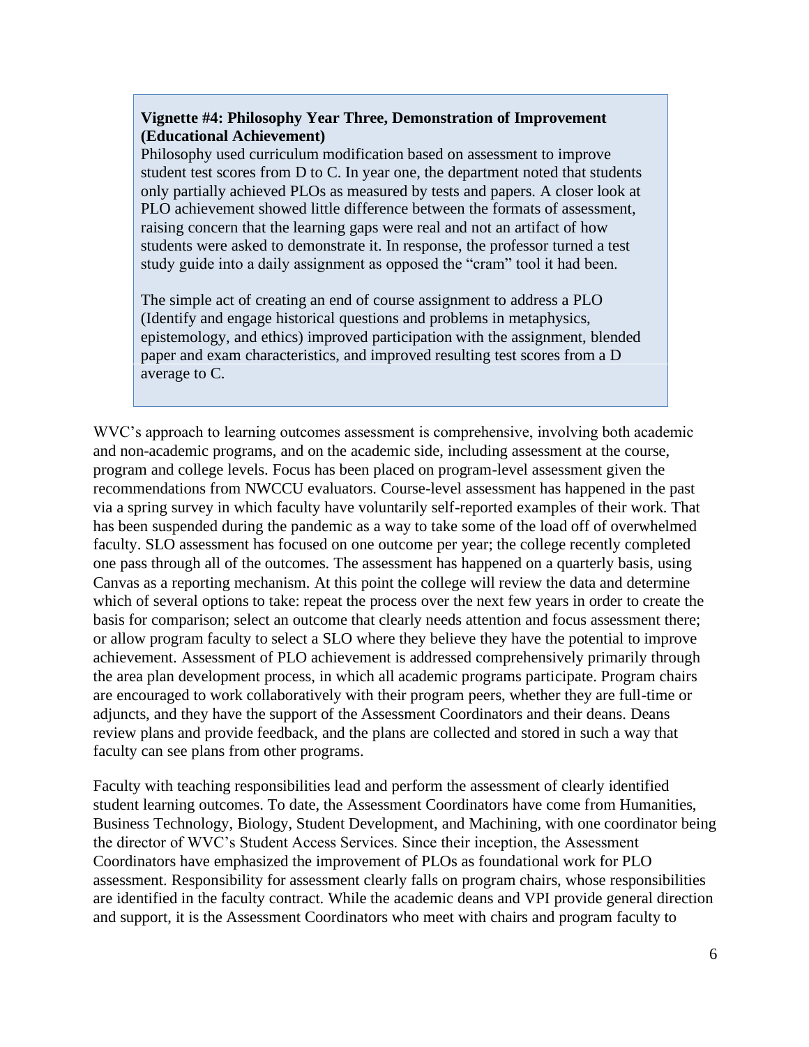**Vignette #4: Philosophy Year Three, Demonstration of Improvement (Educational Achievement)**

Philosophy used curriculum modification based on assessment to improve student test scores from D to C. In year one, the department noted that students only partially achieved PLOs as measured by tests and papers. A closer look at PLO achievement showed little difference between the formats of assessment, raising concern that the learning gaps were real and not an artifact of how students were asked to demonstrate it. In response, the professor turned a test study guide into a daily assignment as opposed the "cram" tool it had been.

The simple act of creating an end of course assignment to address a PLO (Identify and engage historical questions and problems in metaphysics, epistemology, and ethics) improved participation with the assignment, blended paper and exam characteristics, and improved resulting test scores from a D average to C.

WVC's approach to learning outcomes assessment is comprehensive, involving both academic and non-academic programs, and on the academic side, including assessment at the course, program and college levels. Focus has been placed on program-level assessment given the recommendations from NWCCU evaluators. Course-level assessment has happened in the past via a spring survey in which faculty have voluntarily self-reported examples of their work. That has been suspended during the pandemic as a way to take some of the load off of overwhelmed faculty. SLO assessment has focused on one outcome per year; the college recently completed one pass through all of the outcomes. The assessment has happened on a quarterly basis, using Canvas as a reporting mechanism. At this point the college will review the data and determine which of several options to take: repeat the process over the next few years in order to create the basis for comparison; select an outcome that clearly needs attention and focus assessment there; or allow program faculty to select a SLO where they believe they have the potential to improve achievement. Assessment of PLO achievement is addressed comprehensively primarily through the area plan development process, in which all academic programs participate. Program chairs are encouraged to work collaboratively with their program peers, whether they are full-time or adjuncts, and they have the support of the Assessment Coordinators and their deans. Deans review plans and provide feedback, and the plans are collected and stored in such a way that faculty can see plans from other programs.

Faculty with teaching responsibilities lead and perform the assessment of clearly identified student learning outcomes. To date, the Assessment Coordinators have come from Humanities, Business Technology, Biology, Student Development, and Machining, with one coordinator being the director of WVC's Student Access Services. Since their inception, the Assessment Coordinators have emphasized the improvement of PLOs as foundational work for PLO assessment. Responsibility for assessment clearly falls on program chairs, whose responsibilities are identified in the faculty contract. While the academic deans and VPI provide general direction and support, it is the Assessment Coordinators who meet with chairs and program faculty to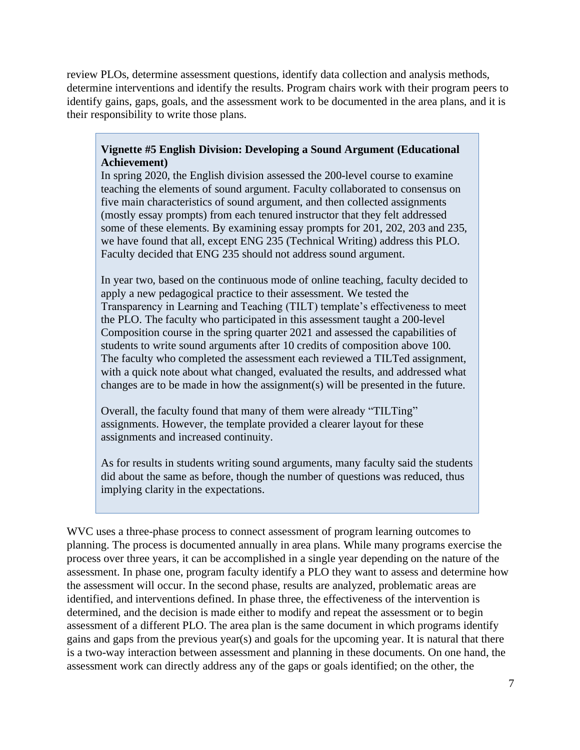review PLOs, determine assessment questions, identify data collection and analysis methods, determine interventions and identify the results. Program chairs work with their program peers to identify gains, gaps, goals, and the assessment work to be documented in the area plans, and it is their responsibility to write those plans.

> **Vignette #5 English Division: Developing a Sound Argument (Educational Achievement)**
> In spring 2020, the English division assessed the 200-level course to examine teaching the elements of sound argument. Faculty collaborated to consensus on five main characteristics of sound argument, and then collected assignments (mostly essay prompts) from each tenured instructor that they felt addressed some of these elements. By examining essay prompts for 201, 202, 203 and 235, we have found that all, except ENG 235 (Technical Writing) address this PLO. Faculty decided that ENG 235 should not address sound argument.
>
> In year two, based on the continuous mode of online teaching, faculty decided to apply a new pedagogical practice to their assessment. We tested the Transparency in Learning and Teaching (TILT) template's effectiveness to meet the PLO. The faculty who participated in this assessment taught a 200-level Composition course in the spring quarter 2021 and assessed the capabilities of students to write sound arguments after 10 credits of composition above 100. The faculty who completed the assessment each reviewed a TILTed assignment, with a quick note about what changed, evaluated the results, and addressed what changes are to be made in how the assignment(s) will be presented in the future.
>
> Overall, the faculty found that many of them were already "TILTing" assignments. However, the template provided a clearer layout for these assignments and increased continuity.
>
> As for results in students writing sound arguments, many faculty said the students did about the same as before, though the number of questions was reduced, thus implying clarity in the expectations.

WVC uses a three-phase process to connect assessment of program learning outcomes to planning. The process is documented annually in area plans. While many programs exercise the process over three years, it can be accomplished in a single year depending on the nature of the assessment. In phase one, program faculty identify a PLO they want to assess and determine how the assessment will occur. In the second phase, results are analyzed, problematic areas are identified, and interventions defined. In phase three, the effectiveness of the intervention is determined, and the decision is made either to modify and repeat the assessment or to begin assessment of a different PLO. The area plan is the same document in which programs identify gains and gaps from the previous year(s) and goals for the upcoming year. It is natural that there is a two-way interaction between assessment and planning in these documents. On one hand, the assessment work can directly address any of the gaps or goals identified; on the other, the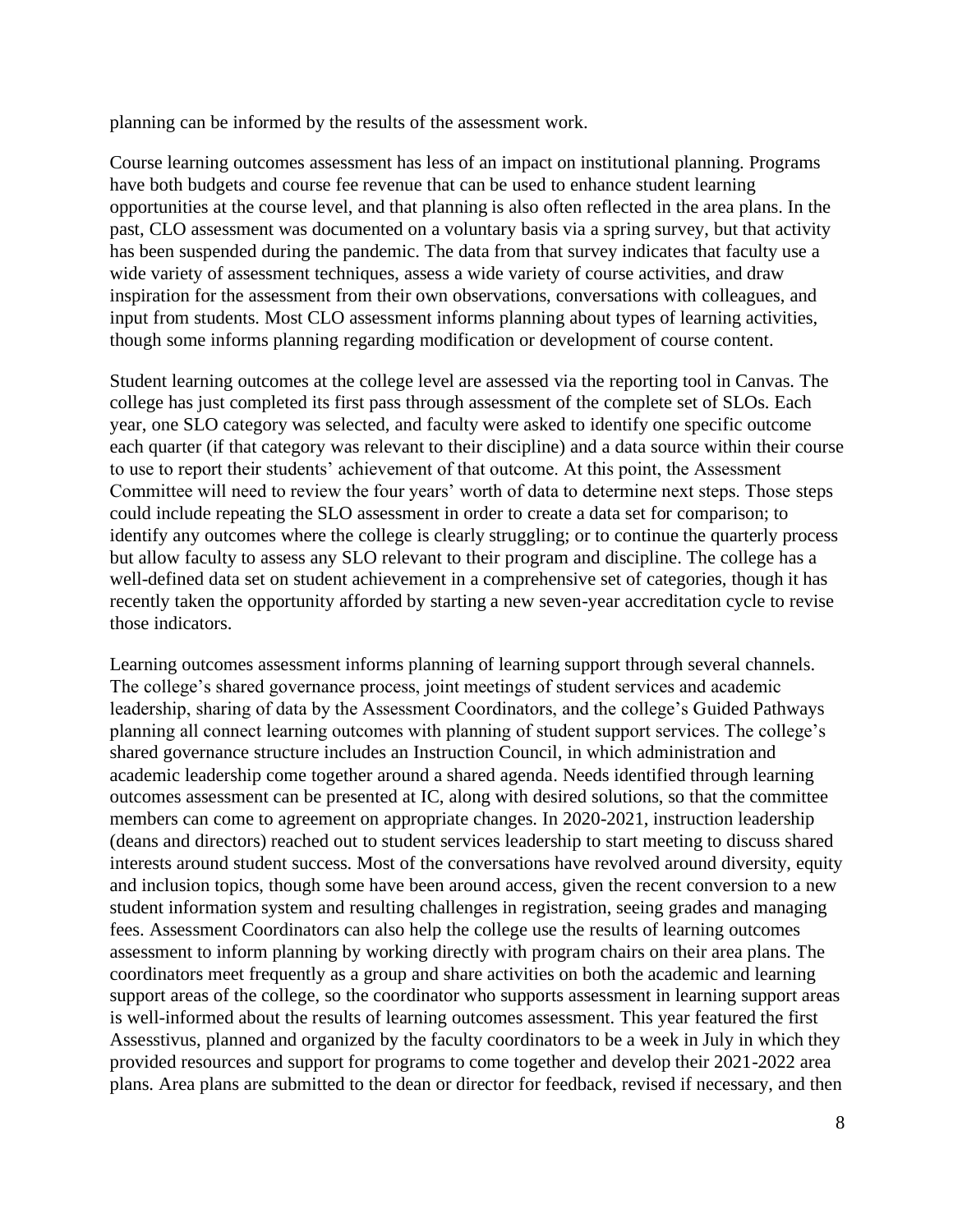planning can be informed by the results of the assessment work.

Course learning outcomes assessment has less of an impact on institutional planning. Programs have both budgets and course fee revenue that can be used to enhance student learning opportunities at the course level, and that planning is also often reflected in the area plans. In the past, CLO assessment was documented on a voluntary basis via a spring survey, but that activity has been suspended during the pandemic. The data from that survey indicates that faculty use a wide variety of assessment techniques, assess a wide variety of course activities, and draw inspiration for the assessment from their own observations, conversations with colleagues, and input from students. Most CLO assessment informs planning about types of learning activities, though some informs planning regarding modification or development of course content.

Student learning outcomes at the college level are assessed via the reporting tool in Canvas. The college has just completed its first pass through assessment of the complete set of SLOs. Each year, one SLO category was selected, and faculty were asked to identify one specific outcome each quarter (if that category was relevant to their discipline) and a data source within their course to use to report their students' achievement of that outcome. At this point, the Assessment Committee will need to review the four years' worth of data to determine next steps. Those steps could include repeating the SLO assessment in order to create a data set for comparison; to identify any outcomes where the college is clearly struggling; or to continue the quarterly process but allow faculty to assess any SLO relevant to their program and discipline. The college has a well-defined data set on student achievement in a comprehensive set of categories, though it has recently taken the opportunity afforded by starting a new seven-year accreditation cycle to revise those indicators.

Learning outcomes assessment informs planning of learning support through several channels. The college's shared governance process, joint meetings of student services and academic leadership, sharing of data by the Assessment Coordinators, and the college's Guided Pathways planning all connect learning outcomes with planning of student support services. The college's shared governance structure includes an Instruction Council, in which administration and academic leadership come together around a shared agenda. Needs identified through learning outcomes assessment can be presented at IC, along with desired solutions, so that the committee members can come to agreement on appropriate changes. In 2020-2021, instruction leadership (deans and directors) reached out to student services leadership to start meeting to discuss shared interests around student success. Most of the conversations have revolved around diversity, equity and inclusion topics, though some have been around access, given the recent conversion to a new student information system and resulting challenges in registration, seeing grades and managing fees. Assessment Coordinators can also help the college use the results of learning outcomes assessment to inform planning by working directly with program chairs on their area plans. The coordinators meet frequently as a group and share activities on both the academic and learning support areas of the college, so the coordinator who supports assessment in learning support areas is well-informed about the results of learning outcomes assessment. This year featured the first Assesstivus, planned and organized by the faculty coordinators to be a week in July in which they provided resources and support for programs to come together and develop their 2021-2022 area plans. Area plans are submitted to the dean or director for feedback, revised if necessary, and then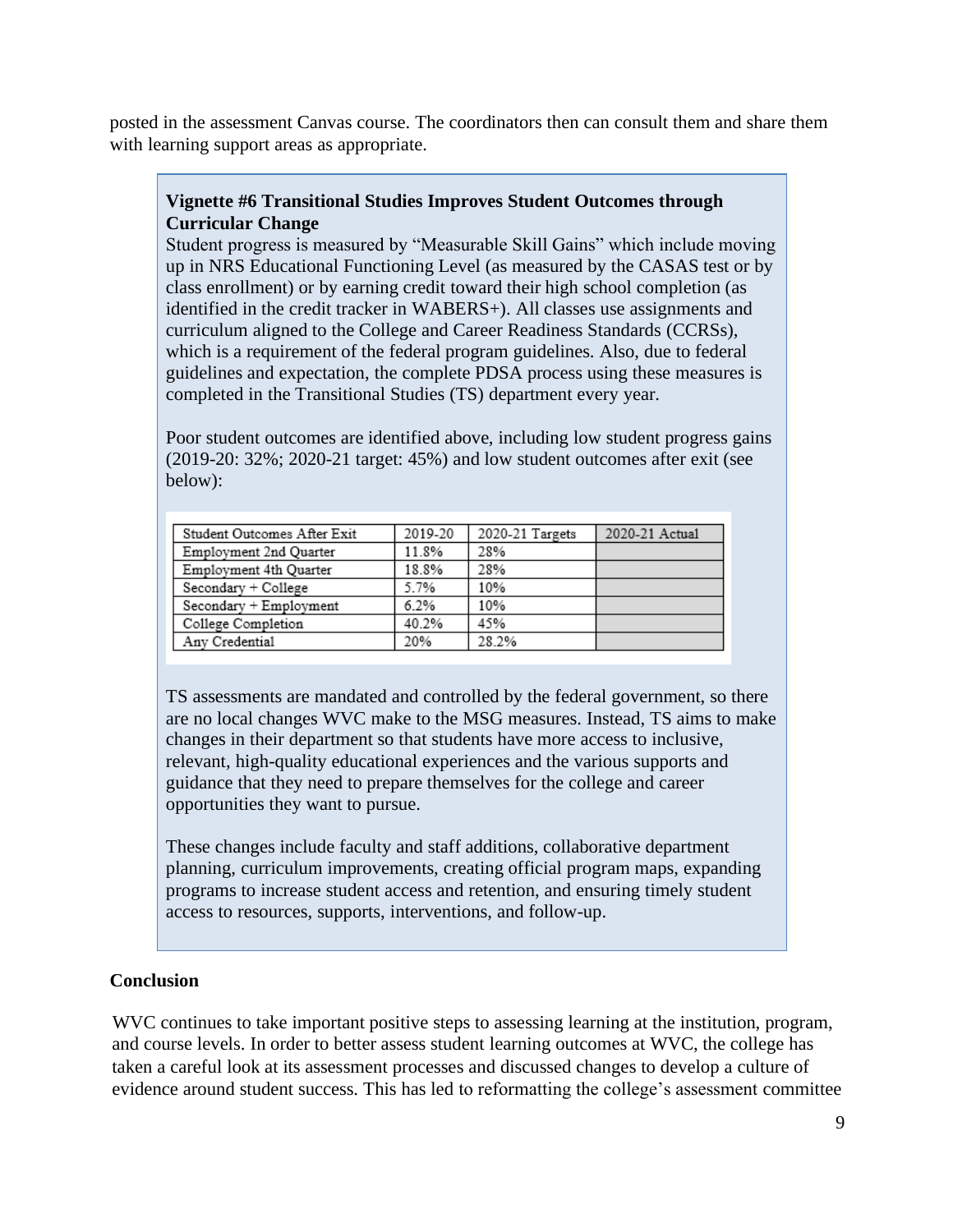posted in the assessment Canvas course. The coordinators then can consult them and share them with learning support areas as appropriate.

> **Vignette #6 Transitional Studies Improves Student Outcomes through Curricular Change**
>
> Student progress is measured by “Measurable Skill Gains” which include moving up in NRS Educational Functioning Level (as measured by the CASAS test or by class enrollment) or by earning credit toward their high school completion (as identified in the credit tracker in WABERS+). All classes use assignments and curriculum aligned to the College and Career Readiness Standards (CCRSs), which is a requirement of the federal program guidelines. Also, due to federal guidelines and expectation, the complete PDSA process using these measures is completed in the Transitional Studies (TS) department every year.
>
> Poor student outcomes are identified above, including low student progress gains (2019-20: 32%; 2020-21 target: 45%) and low student outcomes after exit (see below):
>
> | Student Outcomes After Exit | 2019-20 | 2020-21 Targets | 2020-21 Actual |
> |---|---|---|---|
> | Employment 2nd Quarter | 11.8% | 28% | |
> | Employment 4th Quarter | 18.8% | 28% | |
> | Secondary + College | 5.7% | 10% | |
> | Secondary + Employment | 6.2% | 10% | |
> | College Completion | 40.2% | 45% | |
> | Any Credential | 20% | 28.2% | |
>
> TS assessments are mandated and controlled by the federal government, so there are no local changes WVC make to the MSG measures. Instead, TS aims to make changes in their department so that students have more access to inclusive, relevant, high-quality educational experiences and the various supports and guidance that they need to prepare themselves for the college and career opportunities they want to pursue.
>
> These changes include faculty and staff additions, collaborative department planning, curriculum improvements, creating official program maps, expanding programs to increase student access and retention, and ensuring timely student access to resources, supports, interventions, and follow-up.

## Conclusion

WVC continues to take important positive steps to assessing learning at the institution, program, and course levels. In order to better assess student learning outcomes at WVC, the college has taken a careful look at its assessment processes and discussed changes to develop a culture of evidence around student success. This has led to reformatting the college’s assessment committee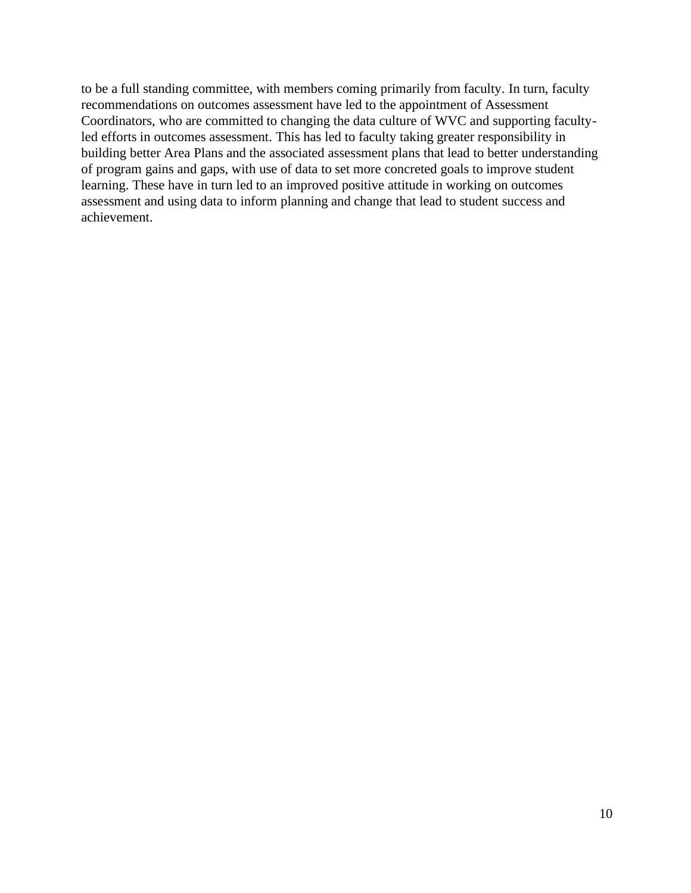to be a full standing committee, with members coming primarily from faculty. In turn, faculty recommendations on outcomes assessment have led to the appointment of Assessment Coordinators, who are committed to changing the data culture of WVC and supporting faculty-led efforts in outcomes assessment. This has led to faculty taking greater responsibility in building better Area Plans and the associated assessment plans that lead to better understanding of program gains and gaps, with use of data to set more concreted goals to improve student learning. These have in turn led to an improved positive attitude in working on outcomes assessment and using data to inform planning and change that lead to student success and achievement.